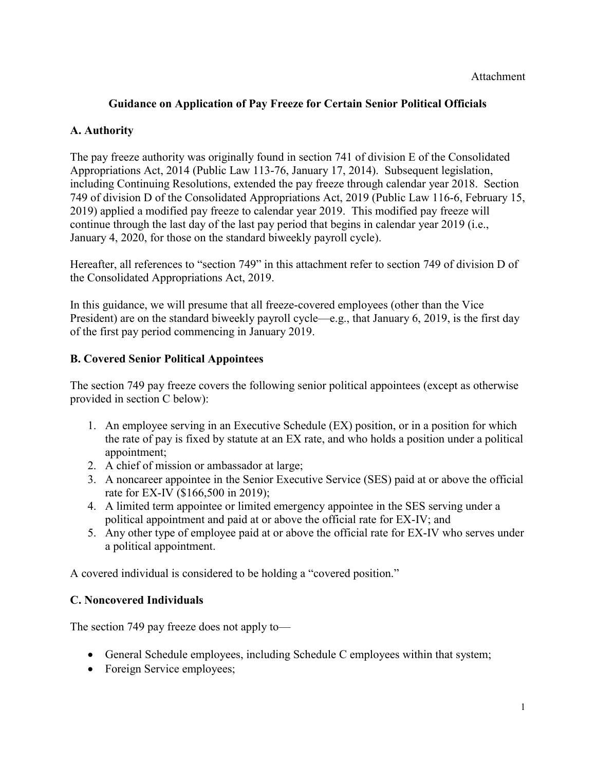Attachment

## Guidance on Application of Pay Freeze for Certain Senior Political Officials

### A. Authority

The pay freeze authority was originally found in section 741 of division E of the Consolidated Appropriations Act, 2014 (Public Law 113-76, January 17, 2014). Subsequent legislation, including Continuing Resolutions, extended the pay freeze through calendar year 2018. Section 749 of division D of the Consolidated Appropriations Act, 2019 (Public Law 116-6, February 15, 2019) applied a modified pay freeze to calendar year 2019. This modified pay freeze will continue through the last day of the last pay period that begins in calendar year 2019 (i.e., January 4, 2020, for those on the standard biweekly payroll cycle).

Hereafter, all references to "section 749" in this attachment refer to section 749 of division D of the Consolidated Appropriations Act, 2019.

In this guidance, we will presume that all freeze-covered employees (other than the Vice President) are on the standard biweekly payroll cycle—e.g., that January 6, 2019, is the first day of the first pay period commencing in January 2019.

### B. Covered Senior Political Appointees

The section 749 pay freeze covers the following senior political appointees (except as otherwise provided in section C below):

1. An employee serving in an Executive Schedule (EX) position, or in a position for which the rate of pay is fixed by statute at an EX rate, and who holds a position under a political appointment;
2. A chief of mission or ambassador at large;
3. A noncareer appointee in the Senior Executive Service (SES) paid at or above the official rate for EX-IV ($166,500 in 2019);
4. A limited term appointee or limited emergency appointee in the SES serving under a political appointment and paid at or above the official rate for EX-IV; and
5. Any other type of employee paid at or above the official rate for EX-IV who serves under a political appointment.

A covered individual is considered to be holding a "covered position."

### C. Noncovered Individuals

The section 749 pay freeze does not apply to—

- General Schedule employees, including Schedule C employees within that system;
- Foreign Service employees;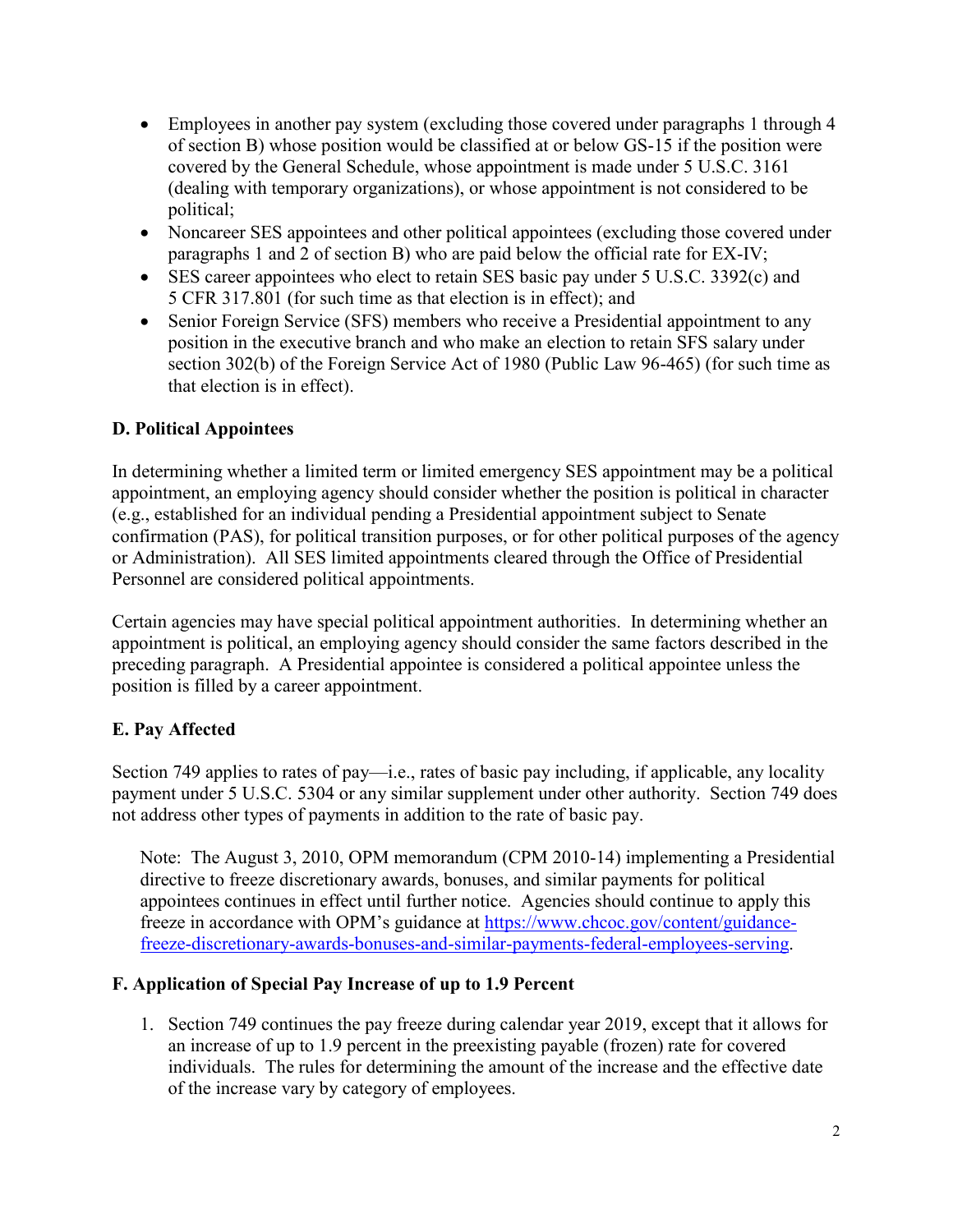- Employees in another pay system (excluding those covered under paragraphs 1 through 4 of section B) whose position would be classified at or below GS-15 if the position were covered by the General Schedule, whose appointment is made under 5 U.S.C. 3161 (dealing with temporary organizations), or whose appointment is not considered to be political;
- Noncareer SES appointees and other political appointees (excluding those covered under paragraphs 1 and 2 of section B) who are paid below the official rate for EX-IV;
- SES career appointees who elect to retain SES basic pay under 5 U.S.C. 3392(c) and 5 CFR 317.801 (for such time as that election is in effect); and
- Senior Foreign Service (SFS) members who receive a Presidential appointment to any position in the executive branch and who make an election to retain SFS salary under section 302(b) of the Foreign Service Act of 1980 (Public Law 96-465) (for such time as that election is in effect).

**D. Political Appointees**

In determining whether a limited term or limited emergency SES appointment may be a political appointment, an employing agency should consider whether the position is political in character (e.g., established for an individual pending a Presidential appointment subject to Senate confirmation (PAS), for political transition purposes, or for other political purposes of the agency or Administration). All SES limited appointments cleared through the Office of Presidential Personnel are considered political appointments.

Certain agencies may have special political appointment authorities. In determining whether an appointment is political, an employing agency should consider the same factors described in the preceding paragraph. A Presidential appointee is considered a political appointee unless the position is filled by a career appointment.

**E. Pay Affected**

Section 749 applies to rates of pay—i.e., rates of basic pay including, if applicable, any locality payment under 5 U.S.C. 5304 or any similar supplement under other authority. Section 749 does not address other types of payments in addition to the rate of basic pay.

> Note: The August 3, 2010, OPM memorandum (CPM 2010-14) implementing a Presidential directive to freeze discretionary awards, bonuses, and similar payments for political appointees continues in effect until further notice. Agencies should continue to apply this freeze in accordance with OPM's guidance at https://www.chcoc.gov/content/guidance-freeze-discretionary-awards-bonuses-and-similar-payments-federal-employees-serving.

**F. Application of Special Pay Increase of up to 1.9 Percent**

1. Section 749 continues the pay freeze during calendar year 2019, except that it allows for an increase of up to 1.9 percent in the preexisting payable (frozen) rate for covered individuals. The rules for determining the amount of the increase and the effective date of the increase vary by category of employees.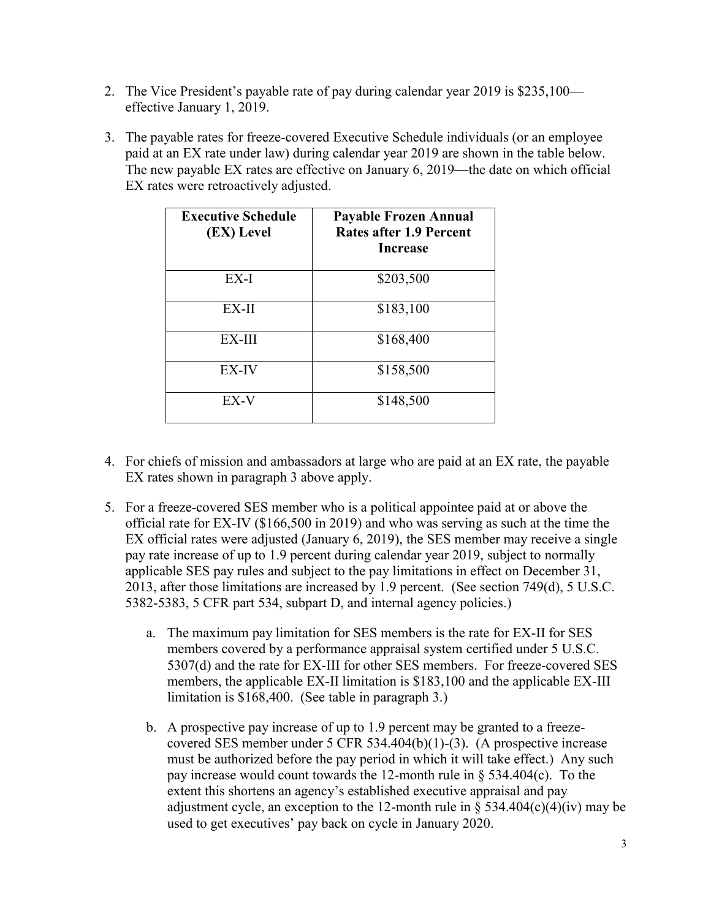2. The Vice President's payable rate of pay during calendar year 2019 is $235,100—effective January 1, 2019.

3. The payable rates for freeze-covered Executive Schedule individuals (or an employee paid at an EX rate under law) during calendar year 2019 are shown in the table below. The new payable EX rates are effective on January 6, 2019—the date on which official EX rates were retroactively adjusted.

| Executive Schedule (EX) Level | Payable Frozen Annual Rates after 1.9 Percent Increase |
|---|---|
| EX-I | $203,500 |
| EX-II | $183,100 |
| EX-III | $168,400 |
| EX-IV | $158,500 |
| EX-V | $148,500 |

4. For chiefs of mission and ambassadors at large who are paid at an EX rate, the payable EX rates shown in paragraph 3 above apply.

5. For a freeze-covered SES member who is a political appointee paid at or above the official rate for EX-IV ($166,500 in 2019) and who was serving as such at the time the EX official rates were adjusted (January 6, 2019), the SES member may receive a single pay rate increase of up to 1.9 percent during calendar year 2019, subject to normally applicable SES pay rules and subject to the pay limitations in effect on December 31, 2013, after those limitations are increased by 1.9 percent. (See section 749(d), 5 U.S.C. 5382-5383, 5 CFR part 534, subpart D, and internal agency policies.)

    a. The maximum pay limitation for SES members is the rate for EX-II for SES members covered by a performance appraisal system certified under 5 U.S.C. 5307(d) and the rate for EX-III for other SES members. For freeze-covered SES members, the applicable EX-II limitation is $183,100 and the applicable EX-III limitation is $168,400. (See table in paragraph 3.)

    b. A prospective pay increase of up to 1.9 percent may be granted to a freeze-covered SES member under 5 CFR 534.404(b)(1)-(3). (A prospective increase must be authorized before the pay period in which it will take effect.) Any such pay increase would count towards the 12-month rule in § 534.404(c). To the extent this shortens an agency's established executive appraisal and pay adjustment cycle, an exception to the 12-month rule in § 534.404(c)(4)(iv) may be used to get executives' pay back on cycle in January 2020.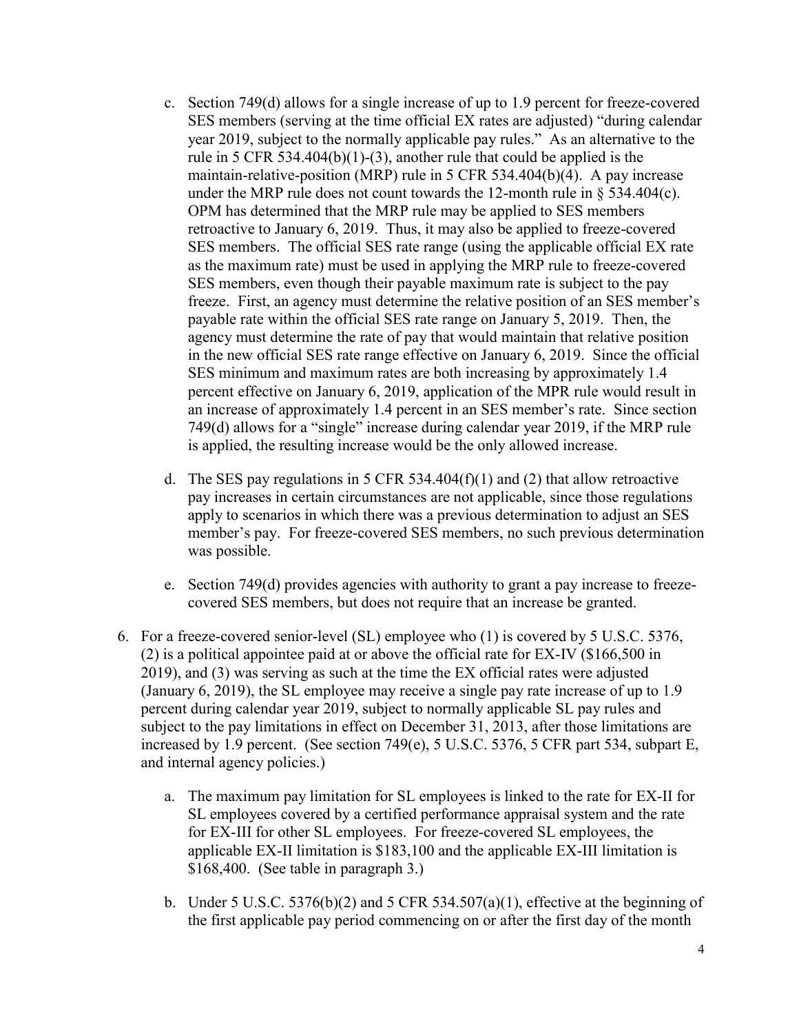c. Section 749(d) allows for a single increase of up to 1.9 percent for freeze-covered SES members (serving at the time official EX rates are adjusted) "during calendar year 2019, subject to the normally applicable pay rules." As an alternative to the rule in 5 CFR 534.404(b)(1)-(3), another rule that could be applied is the maintain-relative-position (MRP) rule in 5 CFR 534.404(b)(4). A pay increase under the MRP rule does not count towards the 12-month rule in § 534.404(c). OPM has determined that the MRP rule may be applied to SES members retroactive to January 6, 2019. Thus, it may also be applied to freeze-covered SES members. The official SES rate range (using the applicable official EX rate as the maximum rate) must be used in applying the MRP rule to freeze-covered SES members, even though their payable maximum rate is subject to the pay freeze. First, an agency must determine the relative position of an SES member's payable rate within the official SES rate range on January 5, 2019. Then, the agency must determine the rate of pay that would maintain that relative position in the new official SES rate range effective on January 6, 2019. Since the official SES minimum and maximum rates are both increasing by approximately 1.4 percent effective on January 6, 2019, application of the MPR rule would result in an increase of approximately 1.4 percent in an SES member's rate. Since section 749(d) allows for a "single" increase during calendar year 2019, if the MRP rule is applied, the resulting increase would be the only allowed increase.

d. The SES pay regulations in 5 CFR 534.404(f)(1) and (2) that allow retroactive pay increases in certain circumstances are not applicable, since those regulations apply to scenarios in which there was a previous determination to adjust an SES member's pay. For freeze-covered SES members, no such previous determination was possible.

e. Section 749(d) provides agencies with authority to grant a pay increase to freeze-covered SES members, but does not require that an increase be granted.

6. For a freeze-covered senior-level (SL) employee who (1) is covered by 5 U.S.C. 5376, (2) is a political appointee paid at or above the official rate for EX-IV ($166,500 in 2019), and (3) was serving as such at the time the EX official rates were adjusted (January 6, 2019), the SL employee may receive a single pay rate increase of up to 1.9 percent during calendar year 2019, subject to normally applicable SL pay rules and subject to the pay limitations in effect on December 31, 2013, after those limitations are increased by 1.9 percent. (See section 749(e), 5 U.S.C. 5376, 5 CFR part 534, subpart E, and internal agency policies.)

   a. The maximum pay limitation for SL employees is linked to the rate for EX-II for SL employees covered by a certified performance appraisal system and the rate for EX-III for other SL employees. For freeze-covered SL employees, the applicable EX-II limitation is $183,100 and the applicable EX-III limitation is $168,400. (See table in paragraph 3.)

   b. Under 5 U.S.C. 5376(b)(2) and 5 CFR 534.507(a)(1), effective at the beginning of the first applicable pay period commencing on or after the first day of the month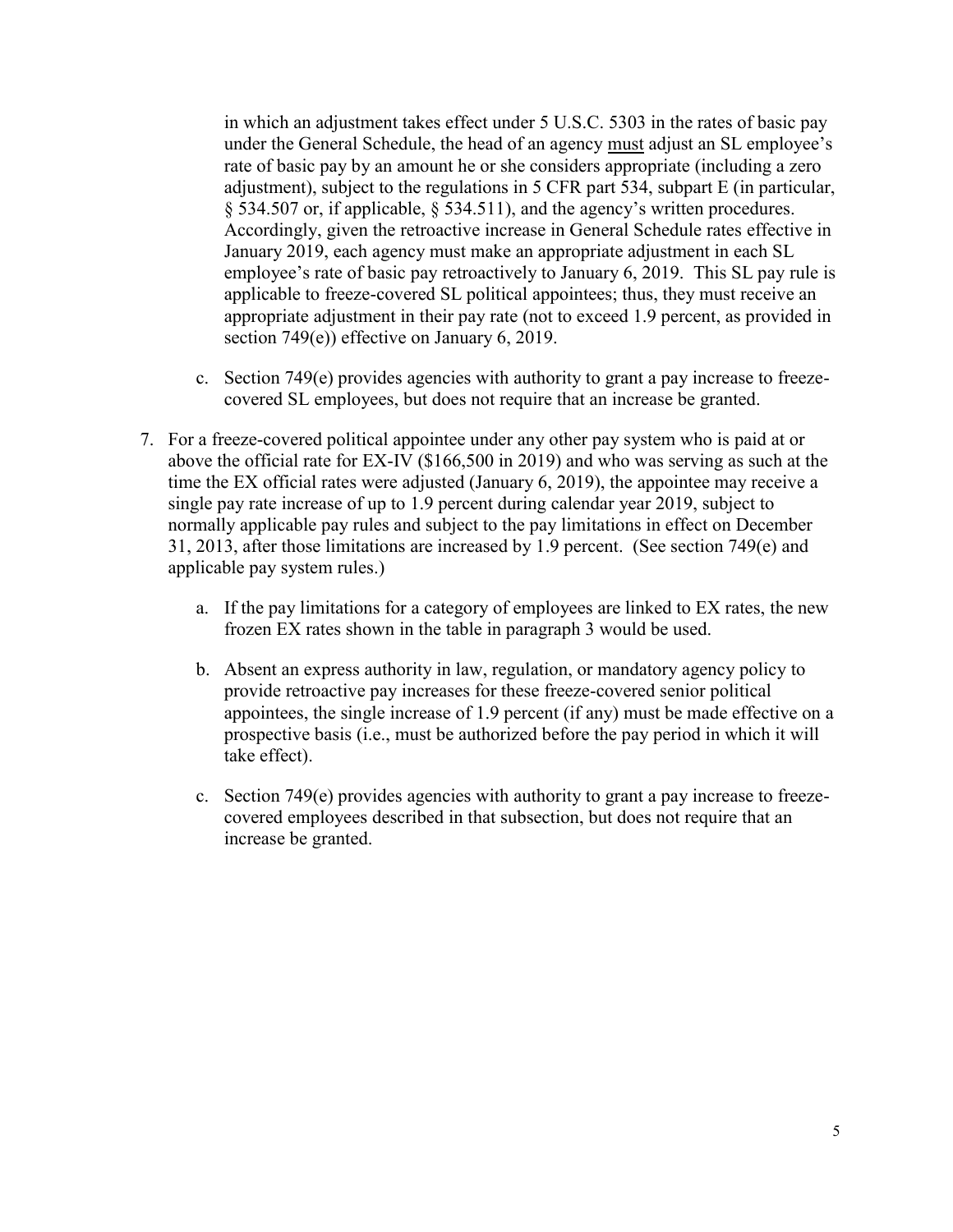in which an adjustment takes effect under 5 U.S.C. 5303 in the rates of basic pay under the General Schedule, the head of an agency must adjust an SL employee's rate of basic pay by an amount he or she considers appropriate (including a zero adjustment), subject to the regulations in 5 CFR part 534, subpart E (in particular, § 534.507 or, if applicable, § 534.511), and the agency's written procedures. Accordingly, given the retroactive increase in General Schedule rates effective in January 2019, each agency must make an appropriate adjustment in each SL employee's rate of basic pay retroactively to January 6, 2019. This SL pay rule is applicable to freeze-covered SL political appointees; thus, they must receive an appropriate adjustment in their pay rate (not to exceed 1.9 percent, as provided in section 749(e)) effective on January 6, 2019.

  c. Section 749(e) provides agencies with authority to grant a pay increase to freeze-covered SL employees, but does not require that an increase be granted.

7. For a freeze-covered political appointee under any other pay system who is paid at or above the official rate for EX-IV ($166,500 in 2019) and who was serving as such at the time the EX official rates were adjusted (January 6, 2019), the appointee may receive a single pay rate increase of up to 1.9 percent during calendar year 2019, subject to normally applicable pay rules and subject to the pay limitations in effect on December 31, 2013, after those limitations are increased by 1.9 percent. (See section 749(e) and applicable pay system rules.)

   a. If the pay limitations for a category of employees are linked to EX rates, the new frozen EX rates shown in the table in paragraph 3 would be used.

   b. Absent an express authority in law, regulation, or mandatory agency policy to provide retroactive pay increases for these freeze-covered senior political appointees, the single increase of 1.9 percent (if any) must be made effective on a prospective basis (i.e., must be authorized before the pay period in which it will take effect).

   c. Section 749(e) provides agencies with authority to grant a pay increase to freeze-covered employees described in that subsection, but does not require that an increase be granted.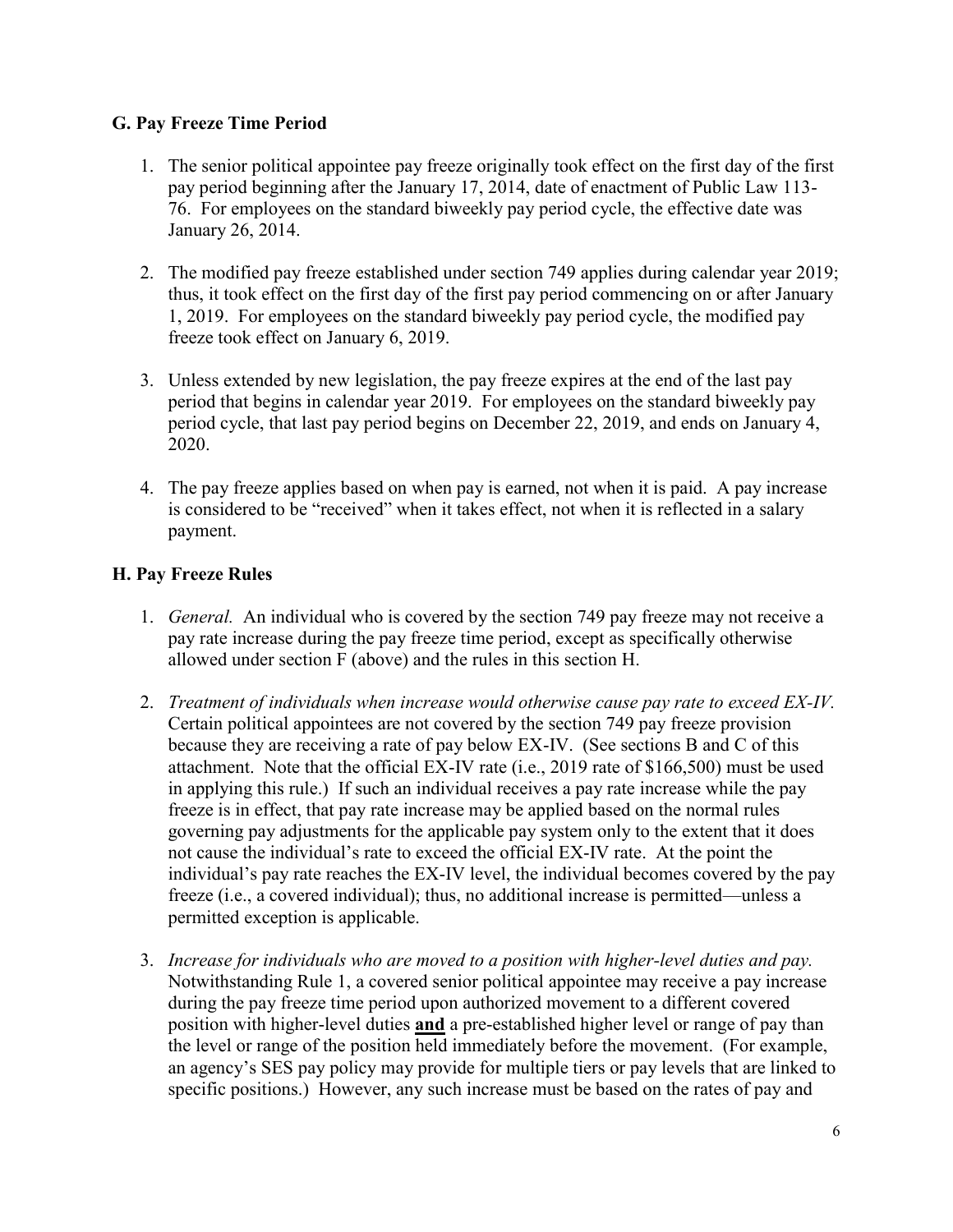### G. Pay Freeze Time Period

1. The senior political appointee pay freeze originally took effect on the first day of the first pay period beginning after the January 17, 2014, date of enactment of Public Law 113-76. For employees on the standard biweekly pay period cycle, the effective date was January 26, 2014.

2. The modified pay freeze established under section 749 applies during calendar year 2019; thus, it took effect on the first day of the first pay period commencing on or after January 1, 2019. For employees on the standard biweekly pay period cycle, the modified pay freeze took effect on January 6, 2019.

3. Unless extended by new legislation, the pay freeze expires at the end of the last pay period that begins in calendar year 2019. For employees on the standard biweekly pay period cycle, that last pay period begins on December 22, 2019, and ends on January 4, 2020.

4. The pay freeze applies based on when pay is earned, not when it is paid. A pay increase is considered to be "received" when it takes effect, not when it is reflected in a salary payment.

### H. Pay Freeze Rules

1. *General.* An individual who is covered by the section 749 pay freeze may not receive a pay rate increase during the pay freeze time period, except as specifically otherwise allowed under section F (above) and the rules in this section H.

2. *Treatment of individuals when increase would otherwise cause pay rate to exceed EX-IV.* Certain political appointees are not covered by the section 749 pay freeze provision because they are receiving a rate of pay below EX-IV. (See sections B and C of this attachment. Note that the official EX-IV rate (i.e., 2019 rate of $166,500) must be used in applying this rule.) If such an individual receives a pay rate increase while the pay freeze is in effect, that pay rate increase may be applied based on the normal rules governing pay adjustments for the applicable pay system only to the extent that it does not cause the individual's rate to exceed the official EX-IV rate. At the point the individual's pay rate reaches the EX-IV level, the individual becomes covered by the pay freeze (i.e., a covered individual); thus, no additional increase is permitted—unless a permitted exception is applicable.

3. *Increase for individuals who are moved to a position with higher-level duties and pay.* Notwithstanding Rule 1, a covered senior political appointee may receive a pay increase during the pay freeze time period upon authorized movement to a different covered position with higher-level duties **and** a pre-established higher level or range of pay than the level or range of the position held immediately before the movement. (For example, an agency's SES pay policy may provide for multiple tiers or pay levels that are linked to specific positions.) However, any such increase must be based on the rates of pay and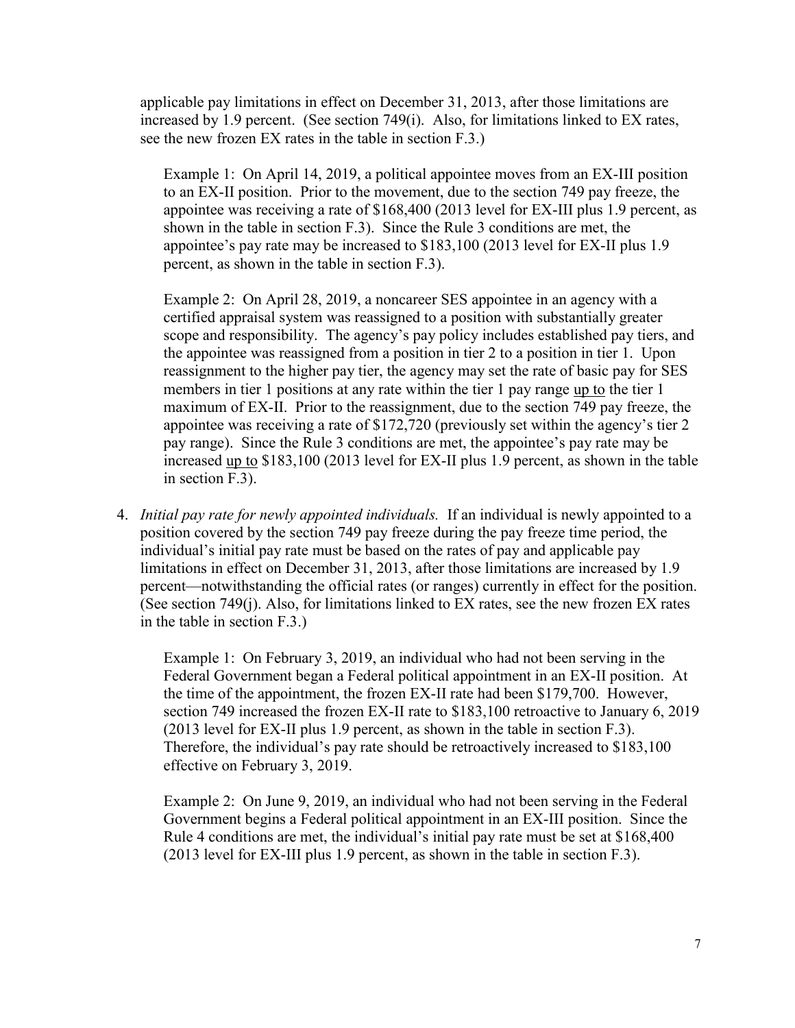applicable pay limitations in effect on December 31, 2013, after those limitations are increased by 1.9 percent. (See section 749(i). Also, for limitations linked to EX rates, see the new frozen EX rates in the table in section F.3.)

Example 1: On April 14, 2019, a political appointee moves from an EX-III position to an EX-II position. Prior to the movement, due to the section 749 pay freeze, the appointee was receiving a rate of $168,400 (2013 level for EX-III plus 1.9 percent, as shown in the table in section F.3). Since the Rule 3 conditions are met, the appointee's pay rate may be increased to $183,100 (2013 level for EX-II plus 1.9 percent, as shown in the table in section F.3).

Example 2: On April 28, 2019, a noncareer SES appointee in an agency with a certified appraisal system was reassigned to a position with substantially greater scope and responsibility. The agency's pay policy includes established pay tiers, and the appointee was reassigned from a position in tier 2 to a position in tier 1. Upon reassignment to the higher pay tier, the agency may set the rate of basic pay for SES members in tier 1 positions at any rate within the tier 1 pay range <u>up to</u> the tier 1 maximum of EX-II. Prior to the reassignment, due to the section 749 pay freeze, the appointee was receiving a rate of $172,720 (previously set within the agency's tier 2 pay range). Since the Rule 3 conditions are met, the appointee's pay rate may be increased <u>up to</u> $183,100 (2013 level for EX-II plus 1.9 percent, as shown in the table in section F.3).

4. *Initial pay rate for newly appointed individuals.* If an individual is newly appointed to a position covered by the section 749 pay freeze during the pay freeze time period, the individual's initial pay rate must be based on the rates of pay and applicable pay limitations in effect on December 31, 2013, after those limitations are increased by 1.9 percent—notwithstanding the official rates (or ranges) currently in effect for the position. (See section 749(j). Also, for limitations linked to EX rates, see the new frozen EX rates in the table in section F.3.)

   Example 1: On February 3, 2019, an individual who had not been serving in the Federal Government began a Federal political appointment in an EX-II position. At the time of the appointment, the frozen EX-II rate had been $179,700. However, section 749 increased the frozen EX-II rate to $183,100 retroactive to January 6, 2019 (2013 level for EX-II plus 1.9 percent, as shown in the table in section F.3). Therefore, the individual's pay rate should be retroactively increased to $183,100 effective on February 3, 2019.

   Example 2: On June 9, 2019, an individual who had not been serving in the Federal Government begins a Federal political appointment in an EX-III position. Since the Rule 4 conditions are met, the individual's initial pay rate must be set at $168,400 (2013 level for EX-III plus 1.9 percent, as shown in the table in section F.3).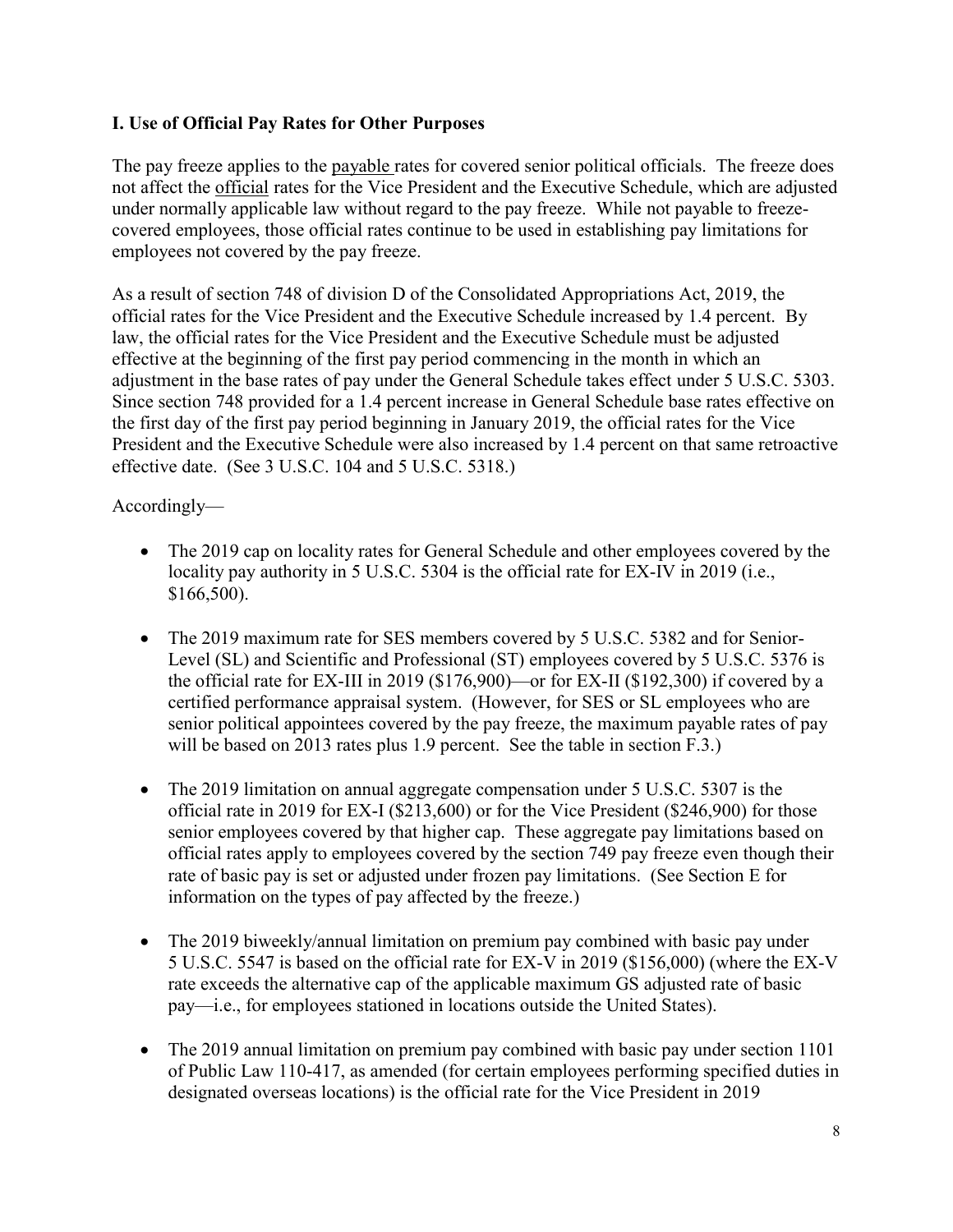## I. Use of Official Pay Rates for Other Purposes

The pay freeze applies to the payable rates for covered senior political officials. The freeze does not affect the official rates for the Vice President and the Executive Schedule, which are adjusted under normally applicable law without regard to the pay freeze. While not payable to freeze-covered employees, those official rates continue to be used in establishing pay limitations for employees not covered by the pay freeze.

As a result of section 748 of division D of the Consolidated Appropriations Act, 2019, the official rates for the Vice President and the Executive Schedule increased by 1.4 percent. By law, the official rates for the Vice President and the Executive Schedule must be adjusted effective at the beginning of the first pay period commencing in the month in which an adjustment in the base rates of pay under the General Schedule takes effect under 5 U.S.C. 5303. Since section 748 provided for a 1.4 percent increase in General Schedule base rates effective on the first day of the first pay period beginning in January 2019, the official rates for the Vice President and the Executive Schedule were also increased by 1.4 percent on that same retroactive effective date. (See 3 U.S.C. 104 and 5 U.S.C. 5318.)

Accordingly—

- The 2019 cap on locality rates for General Schedule and other employees covered by the locality pay authority in 5 U.S.C. 5304 is the official rate for EX-IV in 2019 (i.e., $166,500).
- The 2019 maximum rate for SES members covered by 5 U.S.C. 5382 and for Senior-Level (SL) and Scientific and Professional (ST) employees covered by 5 U.S.C. 5376 is the official rate for EX-III in 2019 ($176,900)—or for EX-II ($192,300) if covered by a certified performance appraisal system. (However, for SES or SL employees who are senior political appointees covered by the pay freeze, the maximum payable rates of pay will be based on 2013 rates plus 1.9 percent. See the table in section F.3.)
- The 2019 limitation on annual aggregate compensation under 5 U.S.C. 5307 is the official rate in 2019 for EX-I ($213,600) or for the Vice President ($246,900) for those senior employees covered by that higher cap. These aggregate pay limitations based on official rates apply to employees covered by the section 749 pay freeze even though their rate of basic pay is set or adjusted under frozen pay limitations. (See Section E for information on the types of pay affected by the freeze.)
- The 2019 biweekly/annual limitation on premium pay combined with basic pay under 5 U.S.C. 5547 is based on the official rate for EX-V in 2019 ($156,000) (where the EX-V rate exceeds the alternative cap of the applicable maximum GS adjusted rate of basic pay—i.e., for employees stationed in locations outside the United States).
- The 2019 annual limitation on premium pay combined with basic pay under section 1101 of Public Law 110-417, as amended (for certain employees performing specified duties in designated overseas locations) is the official rate for the Vice President in 2019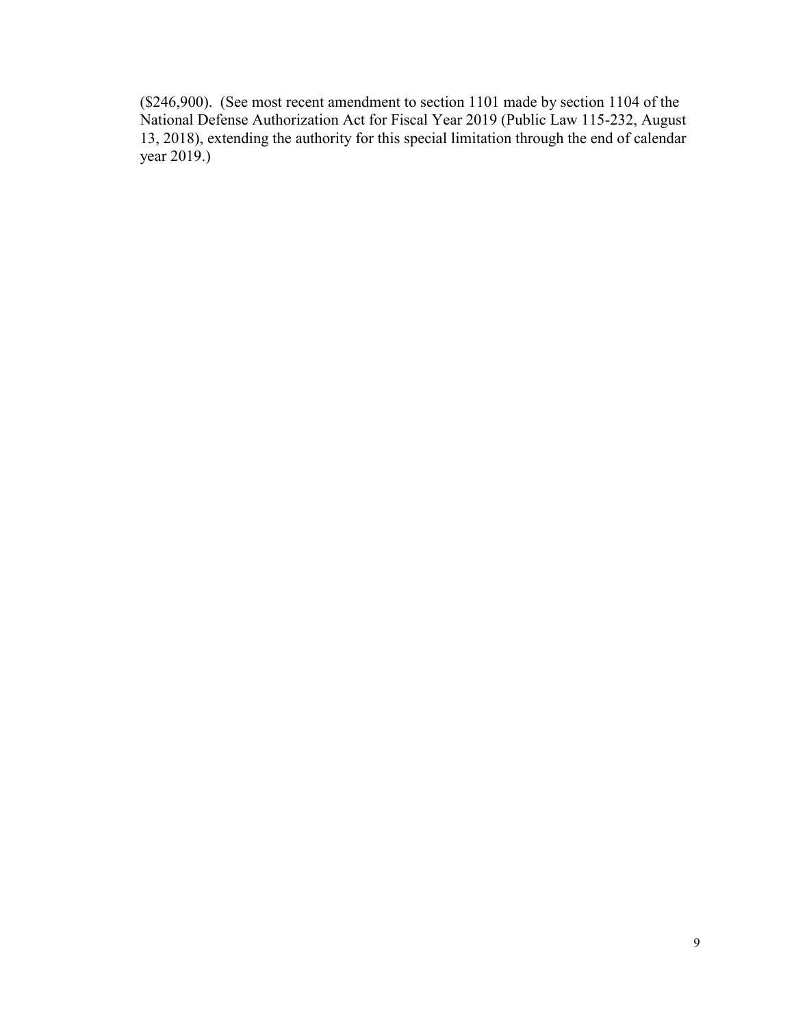($246,900). (See most recent amendment to section 1101 made by section 1104 of the National Defense Authorization Act for Fiscal Year 2019 (Public Law 115-232, August 13, 2018), extending the authority for this special limitation through the end of calendar year 2019.)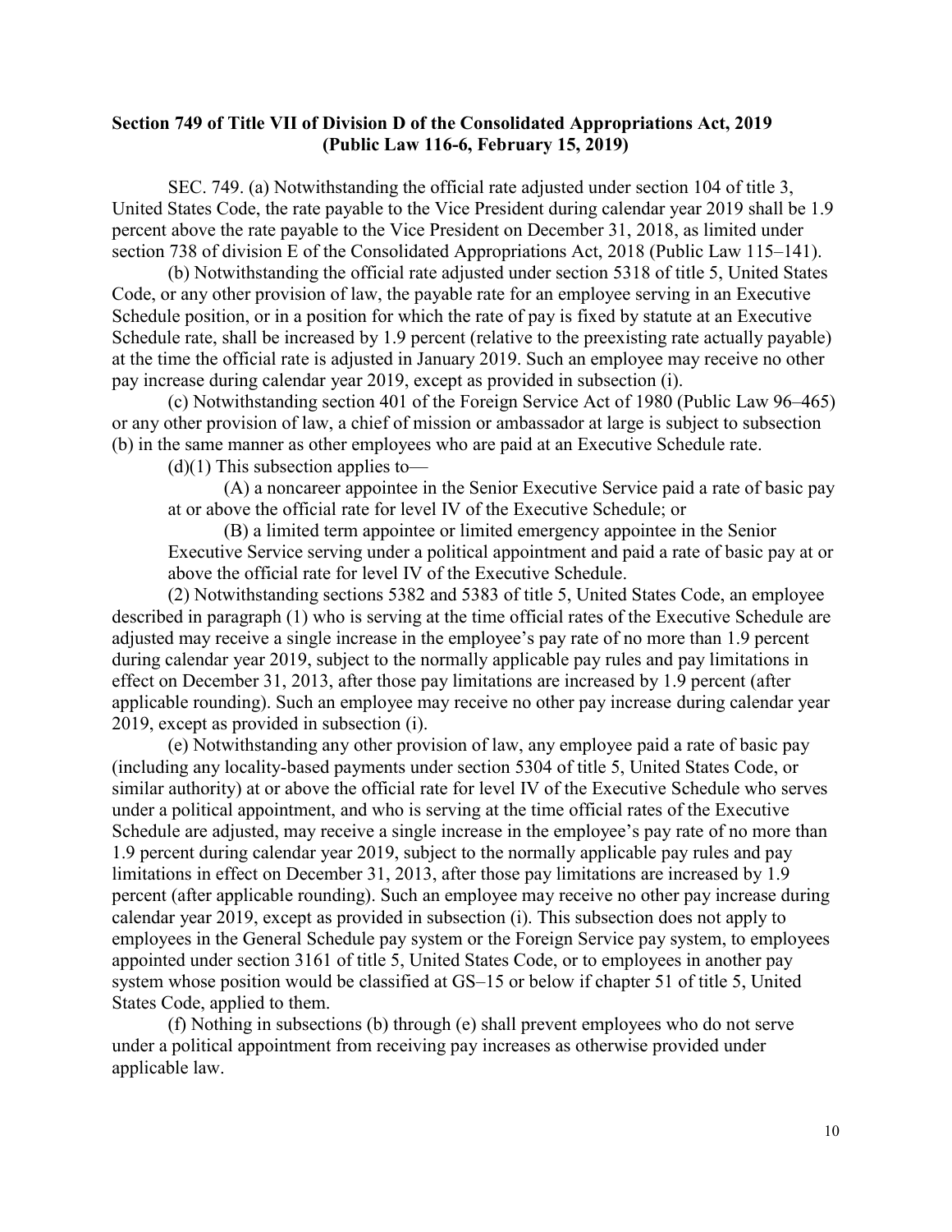**Section 749 of Title VII of Division D of the Consolidated Appropriations Act, 2019 (Public Law 116-6, February 15, 2019)**

SEC. 749. (a) Notwithstanding the official rate adjusted under section 104 of title 3, United States Code, the rate payable to the Vice President during calendar year 2019 shall be 1.9 percent above the rate payable to the Vice President on December 31, 2018, as limited under section 738 of division E of the Consolidated Appropriations Act, 2018 (Public Law 115–141).

(b) Notwithstanding the official rate adjusted under section 5318 of title 5, United States Code, or any other provision of law, the payable rate for an employee serving in an Executive Schedule position, or in a position for which the rate of pay is fixed by statute at an Executive Schedule rate, shall be increased by 1.9 percent (relative to the preexisting rate actually payable) at the time the official rate is adjusted in January 2019. Such an employee may receive no other pay increase during calendar year 2019, except as provided in subsection (i).

(c) Notwithstanding section 401 of the Foreign Service Act of 1980 (Public Law 96–465) or any other provision of law, a chief of mission or ambassador at large is subject to subsection (b) in the same manner as other employees who are paid at an Executive Schedule rate.

(d)(1) This subsection applies to—

(A) a noncareer appointee in the Senior Executive Service paid a rate of basic pay at or above the official rate for level IV of the Executive Schedule; or

(B) a limited term appointee or limited emergency appointee in the Senior Executive Service serving under a political appointment and paid a rate of basic pay at or above the official rate for level IV of the Executive Schedule.

(2) Notwithstanding sections 5382 and 5383 of title 5, United States Code, an employee described in paragraph (1) who is serving at the time official rates of the Executive Schedule are adjusted may receive a single increase in the employee's pay rate of no more than 1.9 percent during calendar year 2019, subject to the normally applicable pay rules and pay limitations in effect on December 31, 2013, after those pay limitations are increased by 1.9 percent (after applicable rounding). Such an employee may receive no other pay increase during calendar year 2019, except as provided in subsection (i).

(e) Notwithstanding any other provision of law, any employee paid a rate of basic pay (including any locality-based payments under section 5304 of title 5, United States Code, or similar authority) at or above the official rate for level IV of the Executive Schedule who serves under a political appointment, and who is serving at the time official rates of the Executive Schedule are adjusted, may receive a single increase in the employee's pay rate of no more than 1.9 percent during calendar year 2019, subject to the normally applicable pay rules and pay limitations in effect on December 31, 2013, after those pay limitations are increased by 1.9 percent (after applicable rounding). Such an employee may receive no other pay increase during calendar year 2019, except as provided in subsection (i). This subsection does not apply to employees in the General Schedule pay system or the Foreign Service pay system, to employees appointed under section 3161 of title 5, United States Code, or to employees in another pay system whose position would be classified at GS–15 or below if chapter 51 of title 5, United States Code, applied to them.

(f) Nothing in subsections (b) through (e) shall prevent employees who do not serve under a political appointment from receiving pay increases as otherwise provided under applicable law.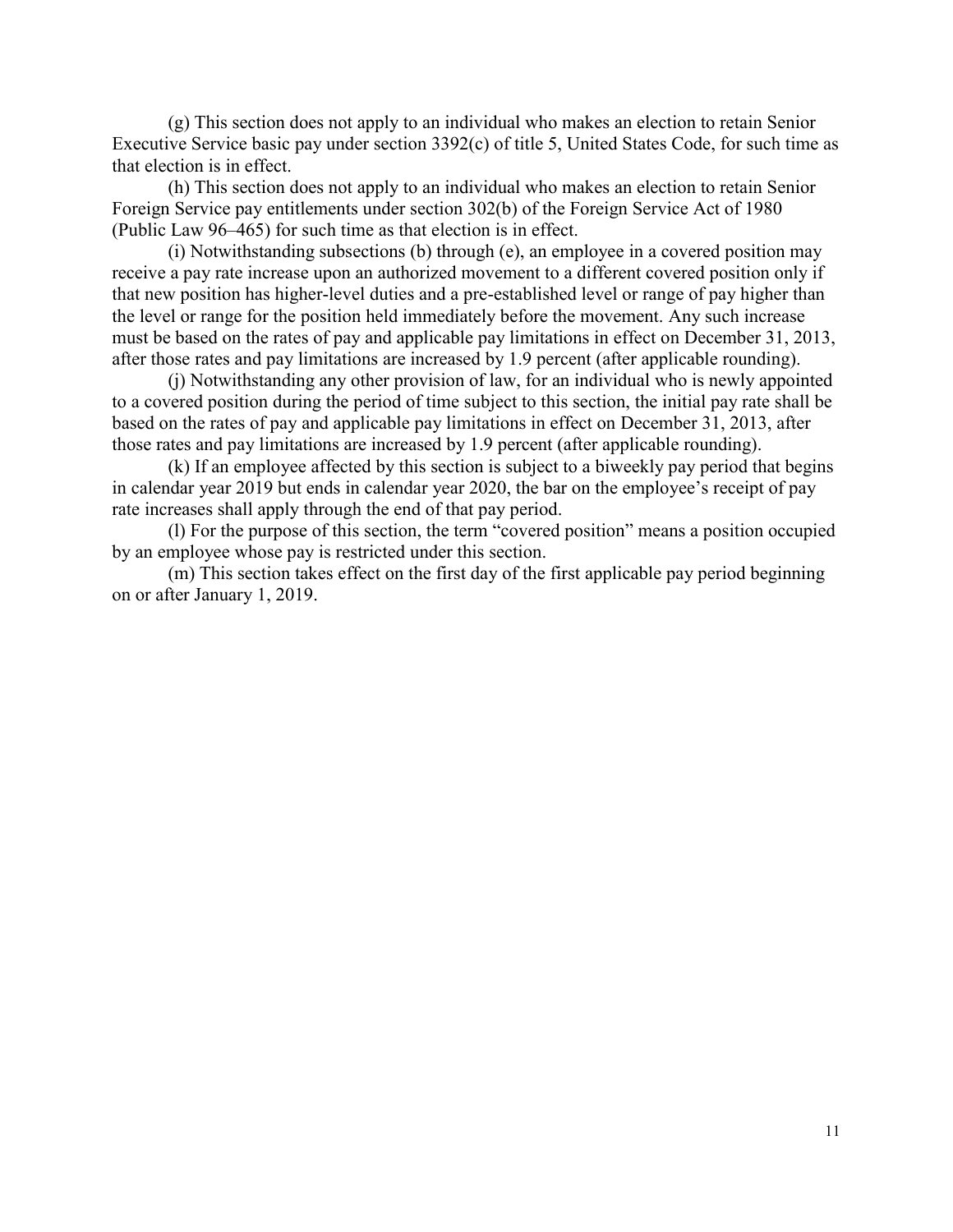(g) This section does not apply to an individual who makes an election to retain Senior Executive Service basic pay under section 3392(c) of title 5, United States Code, for such time as that election is in effect.

(h) This section does not apply to an individual who makes an election to retain Senior Foreign Service pay entitlements under section 302(b) of the Foreign Service Act of 1980 (Public Law 96–465) for such time as that election is in effect.

(i) Notwithstanding subsections (b) through (e), an employee in a covered position may receive a pay rate increase upon an authorized movement to a different covered position only if that new position has higher-level duties and a pre-established level or range of pay higher than the level or range for the position held immediately before the movement. Any such increase must be based on the rates of pay and applicable pay limitations in effect on December 31, 2013, after those rates and pay limitations are increased by 1.9 percent (after applicable rounding).

(j) Notwithstanding any other provision of law, for an individual who is newly appointed to a covered position during the period of time subject to this section, the initial pay rate shall be based on the rates of pay and applicable pay limitations in effect on December 31, 2013, after those rates and pay limitations are increased by 1.9 percent (after applicable rounding).

(k) If an employee affected by this section is subject to a biweekly pay period that begins in calendar year 2019 but ends in calendar year 2020, the bar on the employee's receipt of pay rate increases shall apply through the end of that pay period.

(l) For the purpose of this section, the term "covered position" means a position occupied by an employee whose pay is restricted under this section.

(m) This section takes effect on the first day of the first applicable pay period beginning on or after January 1, 2019.